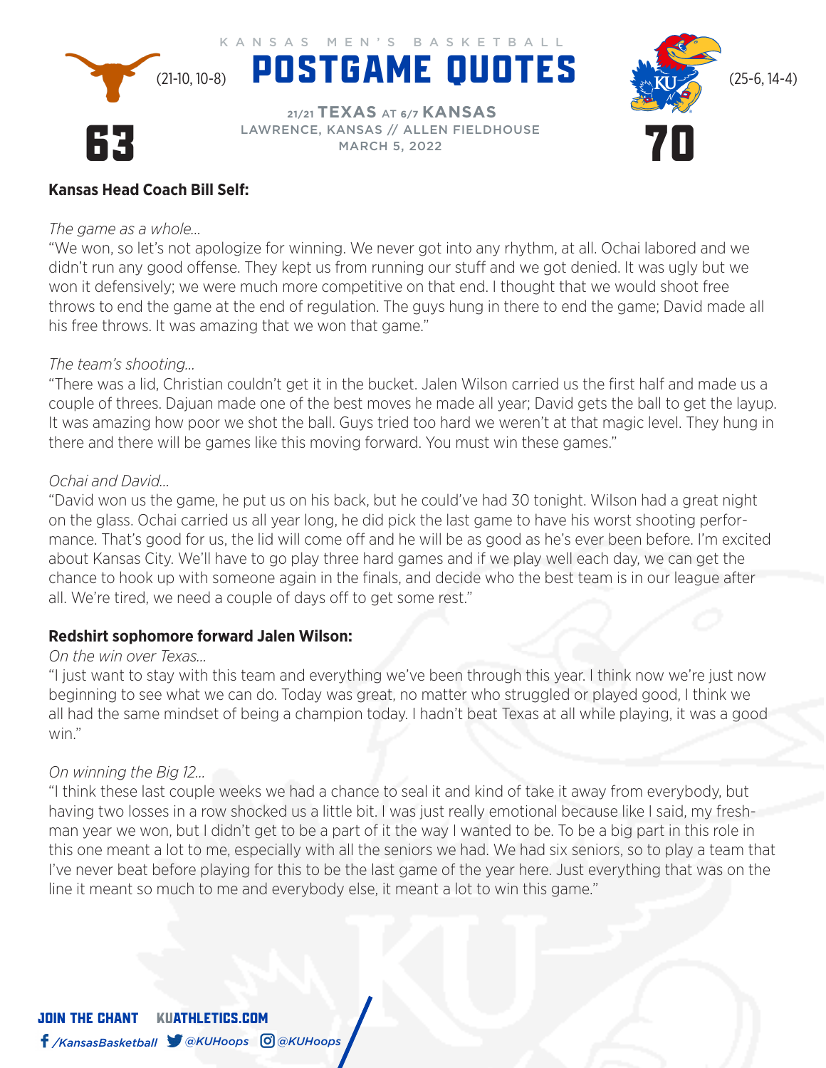KANSAS MEN'S BASKETBALL

# POSTGAME QUOTES

**63** (21-10, 10-8)

21/21 **TEXAS** AT 6/7 **KANSAS**
LAWRENCE, KANSAS // ALLEN FIELDHOUSE
MARCH 5, 2022

(25-6, 14-4) **70**

**Kansas Head Coach Bill Self:**

*The game as a whole...*
"We won, so let's not apologize for winning. We never got into any rhythm, at all. Ochai labored and we didn't run any good offense. They kept us from running our stuff and we got denied. It was ugly but we won it defensively; we were much more competitive on that end. I thought that we would shoot free throws to end the game at the end of regulation. The guys hung in there to end the game; David made all his free throws. It was amazing that we won that game."

*The team's shooting...*
"There was a lid, Christian couldn't get it in the bucket. Jalen Wilson carried us the first half and made us a couple of threes. Dajuan made one of the best moves he made all year; David gets the ball to get the layup. It was amazing how poor we shot the ball. Guys tried too hard we weren't at that magic level. They hung in there and there will be games like this moving forward. You must win these games."

*Ochai and David...*
"David won us the game, he put us on his back, but he could've had 30 tonight. Wilson had a great night on the glass. Ochai carried us all year long, he did pick the last game to have his worst shooting performance. That's good for us, the lid will come off and he will be as good as he's ever been before. I'm excited about Kansas City. We'll have to go play three hard games and if we play well each day, we can get the chance to hook up with someone again in the finals, and decide who the best team is in our league after all. We're tired, we need a couple of days off to get some rest."

**Redshirt sophomore forward Jalen Wilson:**

*On the win over Texas...*
"I just want to stay with this team and everything we've been through this year. I think now we're just now beginning to see what we can do. Today was great, no matter who struggled or played good, I think we all had the same mindset of being a champion today. I hadn't beat Texas at all while playing, it was a good win."

*On winning the Big 12...*
"I think these last couple weeks we had a chance to seal it and kind of take it away from everybody, but having two losses in a row shocked us a little bit. I was just really emotional because like I said, my freshman year we won, but I didn't get to be a part of it the way I wanted to be. To be a big part in this role in this one meant a lot to me, especially with all the seniors we had. We had six seniors, so to play a team that I've never beat before playing for this to be the last game of the year here. Just everything that was on the line it meant so much to me and everybody else, it meant a lot to win this game."

JOIN THE CHANT KUATHLETICS.COM
/KansasBasketball @KUHoops @KUHoops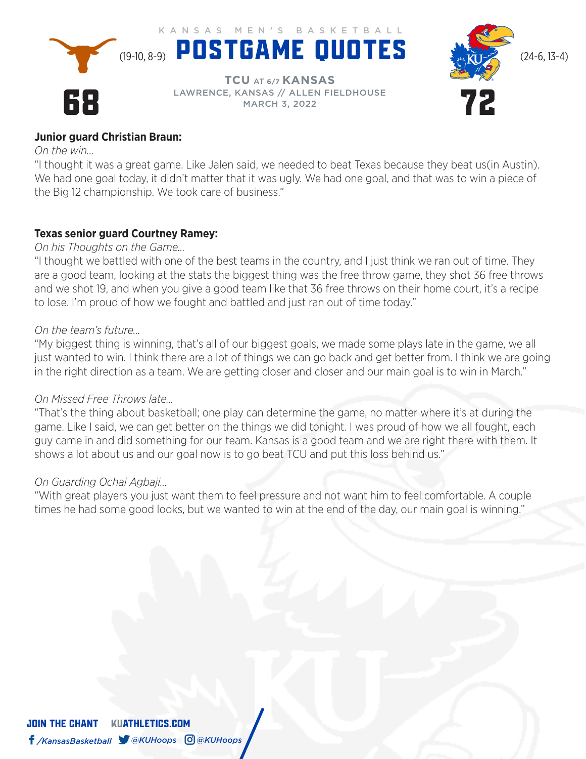KANSAS MEN'S BASKETBALL

# POSTGAME QUOTES

(19-10, 8-9) **68**

**TCU** AT 6/7 **KANSAS**
LAWRENCE, KANSAS // ALLEN FIELDHOUSE
MARCH 3, 2022

(24-6, 13-4) **72**

**Junior guard Christian Braun:**

*On the win…*

"I thought it was a great game. Like Jalen said, we needed to beat Texas because they beat us(in Austin). We had one goal today, it didn't matter that it was ugly. We had one goal, and that was to win a piece of the Big 12 championship. We took care of business."

**Texas senior guard Courtney Ramey:**

*On his Thoughts on the Game…*

"I thought we battled with one of the best teams in the country, and I just think we ran out of time. They are a good team, looking at the stats the biggest thing was the free throw game, they shot 36 free throws and we shot 19, and when you give a good team like that 36 free throws on their home court, it's a recipe to lose. I'm proud of how we fought and battled and just ran out of time today."

*On the team's future…*

"My biggest thing is winning, that's all of our biggest goals, we made some plays late in the game, we all just wanted to win. I think there are a lot of things we can go back and get better from. I think we are going in the right direction as a team. We are getting closer and closer and our main goal is to win in March."

*On Missed Free Throws late…*

"That's the thing about basketball; one play can determine the game, no matter where it's at during the game. Like I said, we can get better on the things we did tonight. I was proud of how we all fought, each guy came in and did something for our team. Kansas is a good team and we are right there with them. It shows a lot about us and our goal now is to go beat TCU and put this loss behind us."

*On Guarding Ochai Agbaji…*

"With great players you just want them to feel pressure and not want him to feel comfortable. A couple times he had some good looks, but we wanted to win at the end of the day, our main goal is winning."

JOIN THE CHANT KUATHLETICS.COM

/KansasBasketball @KUHoops @KUHoops